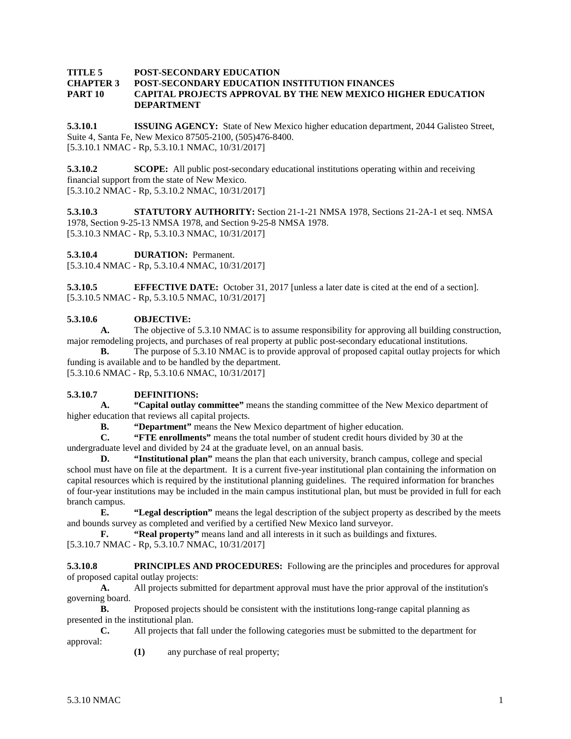**TITLE 5 POST-SECONDARY EDUCATION**
**CHAPTER 3 POST-SECONDARY EDUCATION INSTITUTION FINANCES**
**PART 10 CAPITAL PROJECTS APPROVAL BY THE NEW MEXICO HIGHER EDUCATION DEPARTMENT**

**5.3.10.1 ISSUING AGENCY:** State of New Mexico higher education department, 2044 Galisteo Street, Suite 4, Santa Fe, New Mexico 87505-2100, (505)476-8400.
[5.3.10.1 NMAC - Rp, 5.3.10.1 NMAC, 10/31/2017]

**5.3.10.2 SCOPE:** All public post-secondary educational institutions operating within and receiving financial support from the state of New Mexico.
[5.3.10.2 NMAC - Rp, 5.3.10.2 NMAC, 10/31/2017]

**5.3.10.3 STATUTORY AUTHORITY:** Section 21-1-21 NMSA 1978, Sections 21-2A-1 et seq. NMSA 1978, Section 9-25-13 NMSA 1978, and Section 9-25-8 NMSA 1978.
[5.3.10.3 NMAC - Rp, 5.3.10.3 NMAC, 10/31/2017]

**5.3.10.4 DURATION:** Permanent.
[5.3.10.4 NMAC - Rp, 5.3.10.4 NMAC, 10/31/2017]

**5.3.10.5 EFFECTIVE DATE:** October 31, 2017 [unless a later date is cited at the end of a section].
[5.3.10.5 NMAC - Rp, 5.3.10.5 NMAC, 10/31/2017]

**5.3.10.6 OBJECTIVE:**

**A.** The objective of 5.3.10 NMAC is to assume responsibility for approving all building construction, major remodeling projects, and purchases of real property at public post-secondary educational institutions.

**B.** The purpose of 5.3.10 NMAC is to provide approval of proposed capital outlay projects for which funding is available and to be handled by the department.
[5.3.10.6 NMAC - Rp, 5.3.10.6 NMAC, 10/31/2017]

**5.3.10.7 DEFINITIONS:**

**A. "Capital outlay committee"** means the standing committee of the New Mexico department of higher education that reviews all capital projects.

**B. "Department"** means the New Mexico department of higher education.

**C. "FTE enrollments"** means the total number of student credit hours divided by 30 at the undergraduate level and divided by 24 at the graduate level, on an annual basis.

**D. "Institutional plan"** means the plan that each university, branch campus, college and special school must have on file at the department. It is a current five-year institutional plan containing the information on capital resources which is required by the institutional planning guidelines. The required information for branches of four-year institutions may be included in the main campus institutional plan, but must be provided in full for each branch campus.

**E. "Legal description"** means the legal description of the subject property as described by the meets and bounds survey as completed and verified by a certified New Mexico land surveyor.

**F. "Real property"** means land and all interests in it such as buildings and fixtures.
[5.3.10.7 NMAC - Rp, 5.3.10.7 NMAC, 10/31/2017]

**5.3.10.8 PRINCIPLES AND PROCEDURES:** Following are the principles and procedures for approval of proposed capital outlay projects:

**A.** All projects submitted for department approval must have the prior approval of the institution's governing board.

**B.** Proposed projects should be consistent with the institutions long-range capital planning as presented in the institutional plan.

**C.** All projects that fall under the following categories must be submitted to the department for approval:

**(1)** any purchase of real property;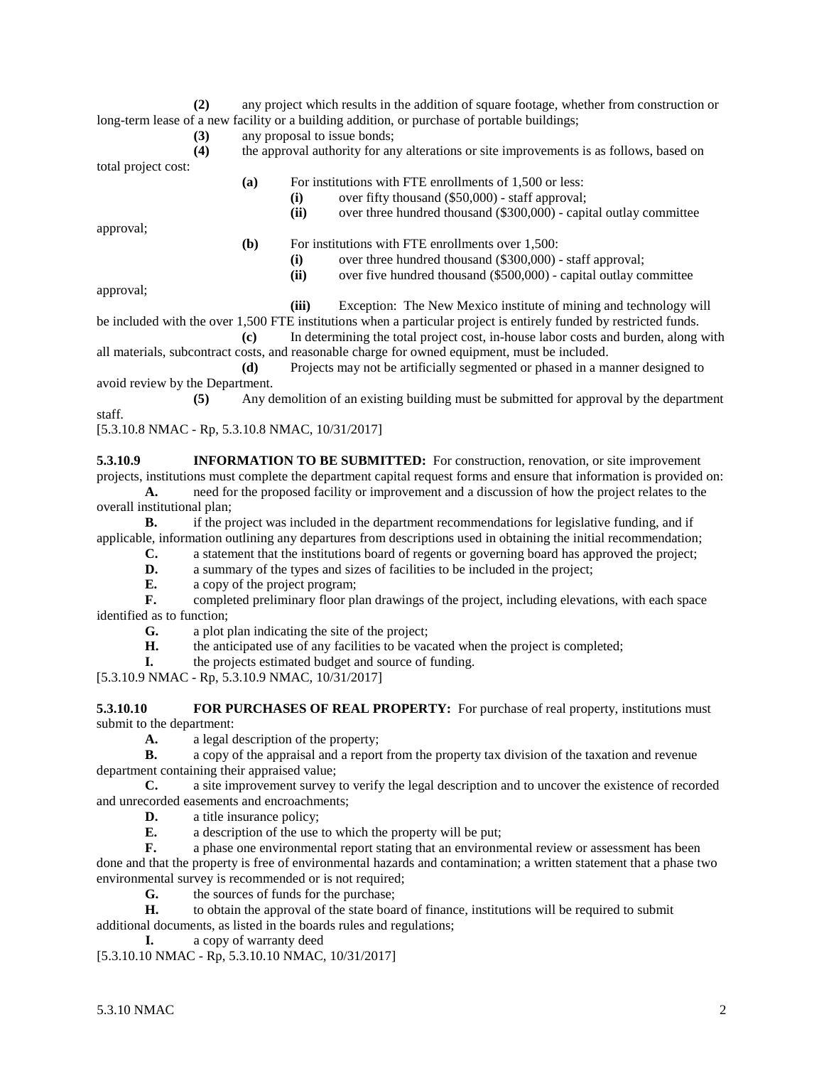**(2)** any project which results in the addition of square footage, whether from construction or long-term lease of a new facility or a building addition, or purchase of portable buildings;

**(3)** any proposal to issue bonds;

**(4)** the approval authority for any alterations or site improvements is as follows, based on total project cost:

**(a)** For institutions with FTE enrollments of 1,500 or less:

**(i)** over fifty thousand ($50,000) - staff approval;

**(ii)** over three hundred thousand ($300,000) - capital outlay committee approval;

**(b)** For institutions with FTE enrollments over 1,500:

**(i)** over three hundred thousand ($300,000) - staff approval;

**(ii)** over five hundred thousand ($500,000) - capital outlay committee approval;

**(iii)** Exception: The New Mexico institute of mining and technology will be included with the over 1,500 FTE institutions when a particular project is entirely funded by restricted funds.

**(c)** In determining the total project cost, in-house labor costs and burden, along with all materials, subcontract costs, and reasonable charge for owned equipment, must be included.

**(d)** Projects may not be artificially segmented or phased in a manner designed to avoid review by the Department.

**(5)** Any demolition of an existing building must be submitted for approval by the department staff.

[5.3.10.8 NMAC - Rp, 5.3.10.8 NMAC, 10/31/2017]

**5.3.10.9 INFORMATION TO BE SUBMITTED:** For construction, renovation, or site improvement projects, institutions must complete the department capital request forms and ensure that information is provided on:

**A.** need for the proposed facility or improvement and a discussion of how the project relates to the overall institutional plan;

**B.** if the project was included in the department recommendations for legislative funding, and if applicable, information outlining any departures from descriptions used in obtaining the initial recommendation;

**C.** a statement that the institutions board of regents or governing board has approved the project;

**D.** a summary of the types and sizes of facilities to be included in the project;

**E.** a copy of the project program;

**F.** completed preliminary floor plan drawings of the project, including elevations, with each space identified as to function;

**G.** a plot plan indicating the site of the project;

**H.** the anticipated use of any facilities to be vacated when the project is completed;

**I.** the projects estimated budget and source of funding.

[5.3.10.9 NMAC - Rp, 5.3.10.9 NMAC, 10/31/2017]

**5.3.10.10 FOR PURCHASES OF REAL PROPERTY:** For purchase of real property, institutions must submit to the department:

**A.** a legal description of the property;

**B.** a copy of the appraisal and a report from the property tax division of the taxation and revenue department containing their appraised value;

**C.** a site improvement survey to verify the legal description and to uncover the existence of recorded and unrecorded easements and encroachments;

**D.** a title insurance policy;

**E.** a description of the use to which the property will be put;

**F.** a phase one environmental report stating that an environmental review or assessment has been done and that the property is free of environmental hazards and contamination; a written statement that a phase two environmental survey is recommended or is not required;

**G.** the sources of funds for the purchase;

**H.** to obtain the approval of the state board of finance, institutions will be required to submit additional documents, as listed in the boards rules and regulations;

**I.** a copy of warranty deed

[5.3.10.10 NMAC - Rp, 5.3.10.10 NMAC, 10/31/2017]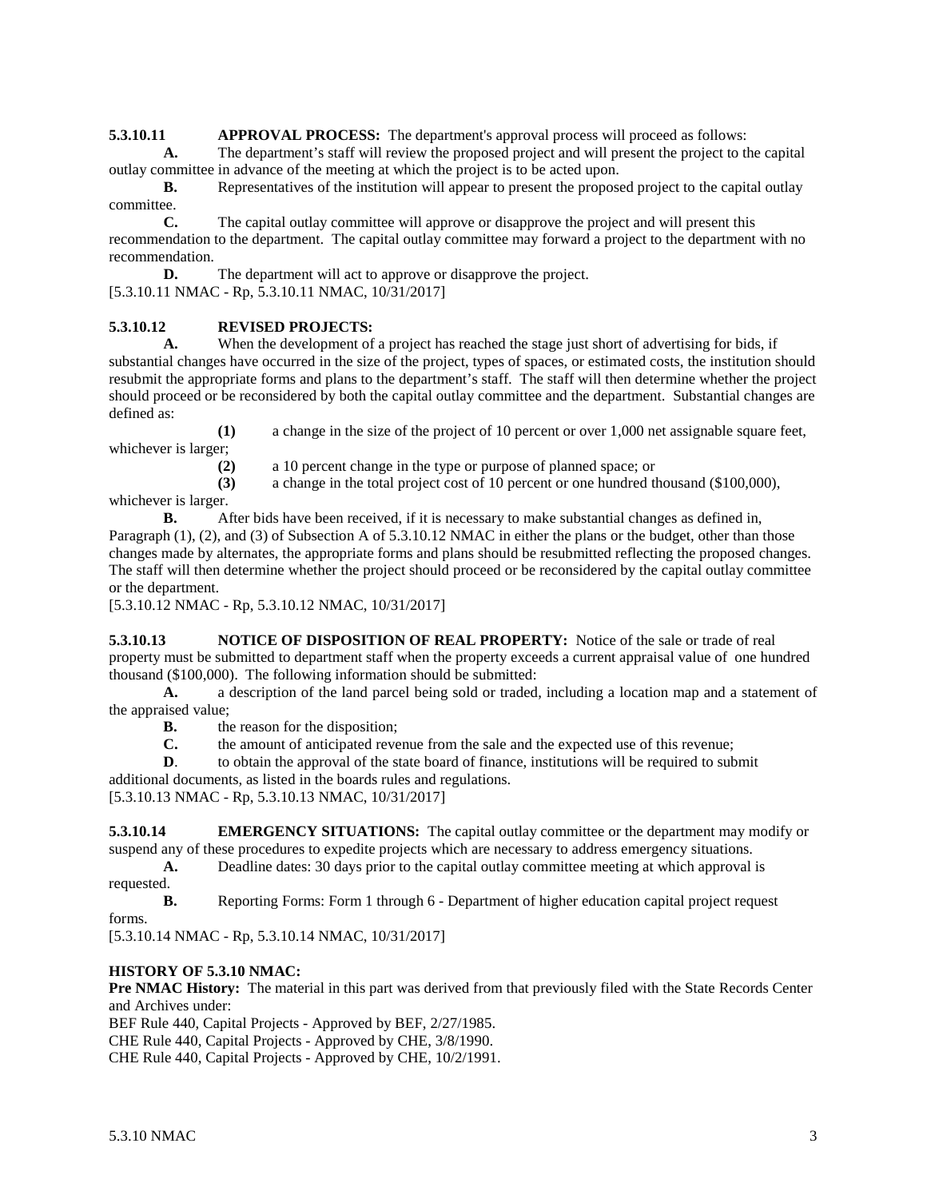**5.3.10.11 APPROVAL PROCESS:** The department's approval process will proceed as follows:

**A.** The department's staff will review the proposed project and will present the project to the capital outlay committee in advance of the meeting at which the project is to be acted upon.

**B.** Representatives of the institution will appear to present the proposed project to the capital outlay committee.

**C.** The capital outlay committee will approve or disapprove the project and will present this recommendation to the department. The capital outlay committee may forward a project to the department with no recommendation.

**D.** The department will act to approve or disapprove the project.

[5.3.10.11 NMAC - Rp, 5.3.10.11 NMAC, 10/31/2017]

**5.3.10.12 REVISED PROJECTS:**

**A.** When the development of a project has reached the stage just short of advertising for bids, if substantial changes have occurred in the size of the project, types of spaces, or estimated costs, the institution should resubmit the appropriate forms and plans to the department's staff. The staff will then determine whether the project should proceed or be reconsidered by both the capital outlay committee and the department. Substantial changes are defined as:

**(1)** a change in the size of the project of 10 percent or over 1,000 net assignable square feet, whichever is larger;

**(2)** a 10 percent change in the type or purpose of planned space; or

**(3)** a change in the total project cost of 10 percent or one hundred thousand ($100,000), whichever is larger.

**B.** After bids have been received, if it is necessary to make substantial changes as defined in, Paragraph (1), (2), and (3) of Subsection A of 5.3.10.12 NMAC in either the plans or the budget, other than those changes made by alternates, the appropriate forms and plans should be resubmitted reflecting the proposed changes. The staff will then determine whether the project should proceed or be reconsidered by the capital outlay committee or the department.

[5.3.10.12 NMAC - Rp, 5.3.10.12 NMAC, 10/31/2017]

**5.3.10.13 NOTICE OF DISPOSITION OF REAL PROPERTY:** Notice of the sale or trade of real property must be submitted to department staff when the property exceeds a current appraisal value of one hundred thousand ($100,000). The following information should be submitted:

**A.** a description of the land parcel being sold or traded, including a location map and a statement of the appraised value;

**B.** the reason for the disposition;

**C.** the amount of anticipated revenue from the sale and the expected use of this revenue;

**D**. to obtain the approval of the state board of finance, institutions will be required to submit additional documents, as listed in the boards rules and regulations.

[5.3.10.13 NMAC - Rp, 5.3.10.13 NMAC, 10/31/2017]

**5.3.10.14 EMERGENCY SITUATIONS:** The capital outlay committee or the department may modify or suspend any of these procedures to expedite projects which are necessary to address emergency situations.

**A.** Deadline dates: 30 days prior to the capital outlay committee meeting at which approval is requested.

**B.** Reporting Forms: Form 1 through 6 - Department of higher education capital project request forms.

[5.3.10.14 NMAC - Rp, 5.3.10.14 NMAC, 10/31/2017]

**HISTORY OF 5.3.10 NMAC:**

**Pre NMAC History:** The material in this part was derived from that previously filed with the State Records Center and Archives under:

BEF Rule 440, Capital Projects - Approved by BEF, 2/27/1985.

CHE Rule 440, Capital Projects - Approved by CHE, 3/8/1990.

CHE Rule 440, Capital Projects - Approved by CHE, 10/2/1991.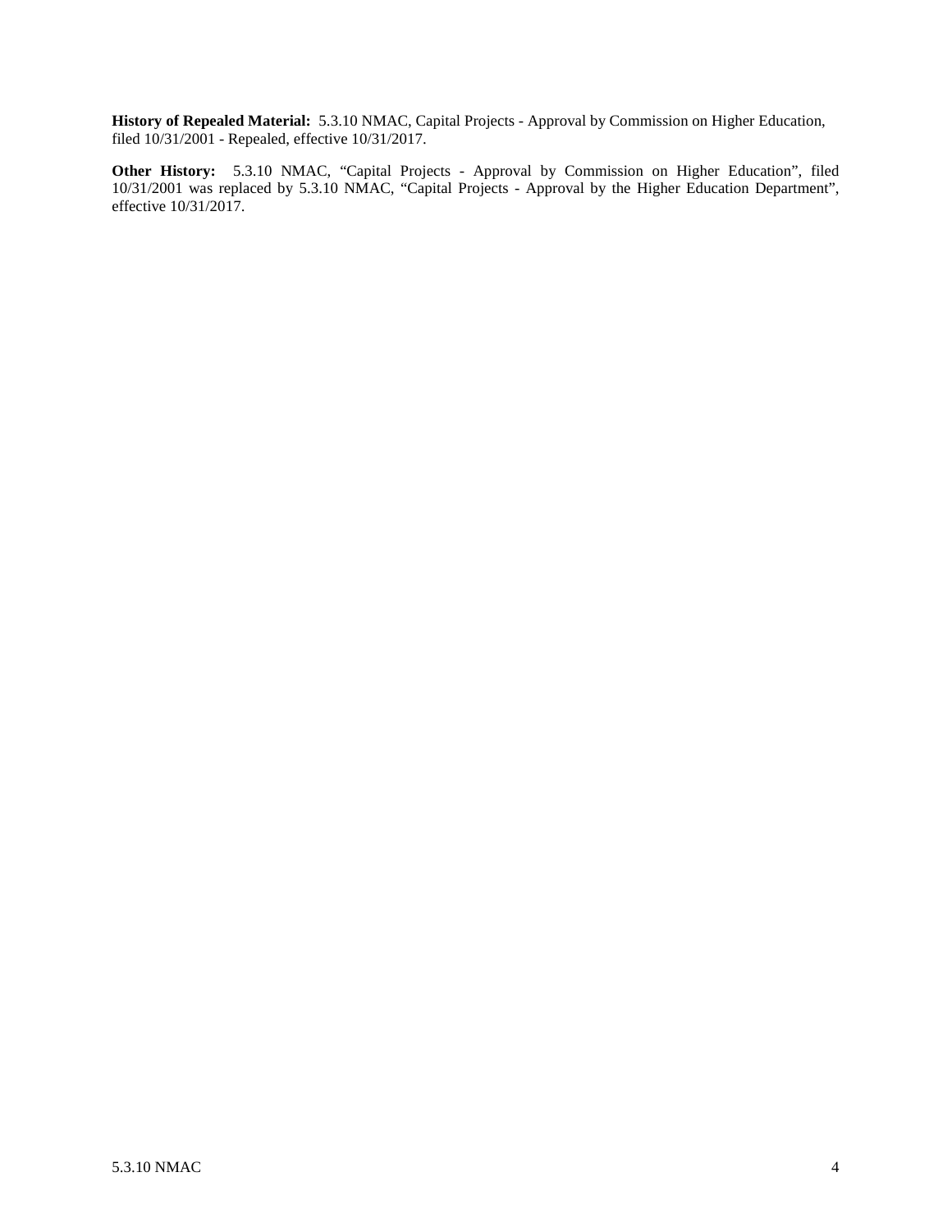**History of Repealed Material:** 5.3.10 NMAC, Capital Projects - Approval by Commission on Higher Education, filed 10/31/2001 - Repealed, effective 10/31/2017.

**Other History:** 5.3.10 NMAC, "Capital Projects - Approval by Commission on Higher Education", filed 10/31/2001 was replaced by 5.3.10 NMAC, "Capital Projects - Approval by the Higher Education Department", effective 10/31/2017.